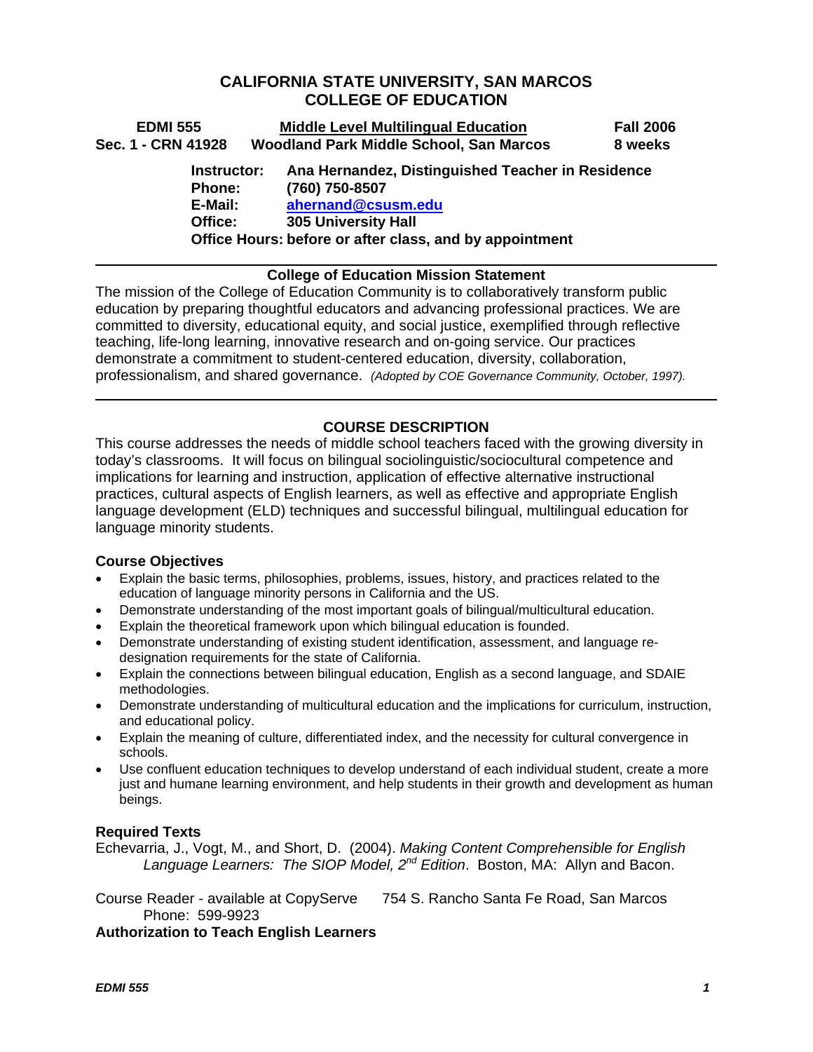# CALIFORNIA STATE UNIVERSITY, SAN MARCOS
# COLLEGE OF EDUCATION

**EDMI 555** — **Middle Level Multilingual Education** — **Fall 2006**
**Sec. 1 - CRN 41928** — **Woodland Park Middle School, San Marcos** — **8 weeks**

**Instructor:** **Ana Hernandez, Distinguished Teacher in Residence**
**Phone:** **(760) 750-8507**
**E-Mail:** **ahernand@csusm.edu**
**Office:** **305 University Hall**
**Office Hours: before or after class, and by appointment**

---

### College of Education Mission Statement

The mission of the College of Education Community is to collaboratively transform public education by preparing thoughtful educators and advancing professional practices. We are committed to diversity, educational equity, and social justice, exemplified through reflective teaching, life-long learning, innovative research and on-going service. Our practices demonstrate a commitment to student-centered education, diversity, collaboration, professionalism, and shared governance. *(Adopted by COE Governance Community, October, 1997).*

---

## COURSE DESCRIPTION

This course addresses the needs of middle school teachers faced with the growing diversity in today's classrooms. It will focus on bilingual sociolinguistic/sociocultural competence and implications for learning and instruction, application of effective alternative instructional practices, cultural aspects of English learners, as well as effective and appropriate English language development (ELD) techniques and successful bilingual, multilingual education for language minority students.

### Course Objectives

- Explain the basic terms, philosophies, problems, issues, history, and practices related to the education of language minority persons in California and the US.
- Demonstrate understanding of the most important goals of bilingual/multicultural education.
- Explain the theoretical framework upon which bilingual education is founded.
- Demonstrate understanding of existing student identification, assessment, and language re-designation requirements for the state of California.
- Explain the connections between bilingual education, English as a second language, and SDAIE methodologies.
- Demonstrate understanding of multicultural education and the implications for curriculum, instruction, and educational policy.
- Explain the meaning of culture, differentiated index, and the necessity for cultural convergence in schools.
- Use confluent education techniques to develop understand of each individual student, create a more just and humane learning environment, and help students in their growth and development as human beings.

### Required Texts

Echevarria, J., Vogt, M., and Short, D. (2004). *Making Content Comprehensible for English Language Learners: The SIOP Model, 2nd Edition*. Boston, MA: Allyn and Bacon.

Course Reader - available at CopyServe 754 S. Rancho Santa Fe Road, San Marcos
Phone: 599-9923

### Authorization to Teach English Learners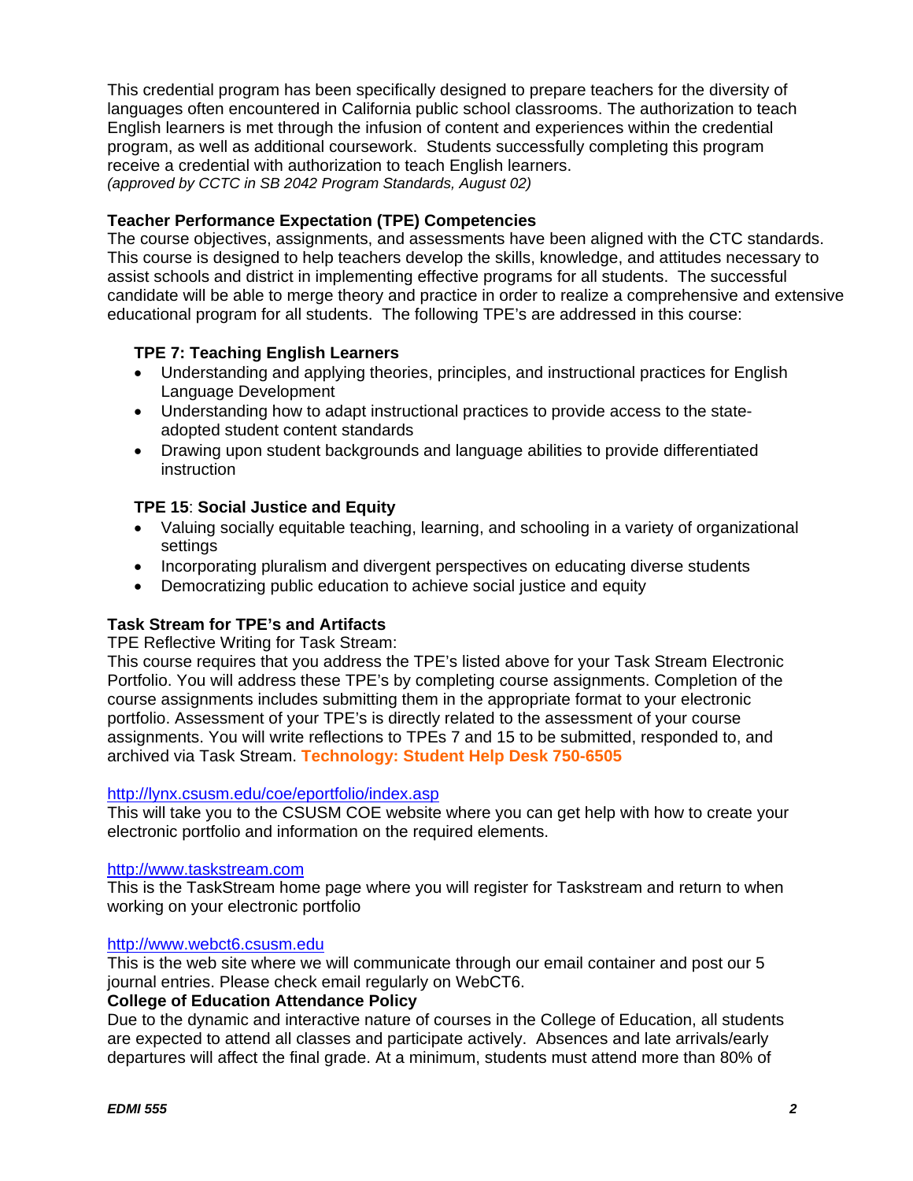This credential program has been specifically designed to prepare teachers for the diversity of languages often encountered in California public school classrooms. The authorization to teach English learners is met through the infusion of content and experiences within the credential program, as well as additional coursework. Students successfully completing this program receive a credential with authorization to teach English learners.
*(approved by CCTC in SB 2042 Program Standards, August 02)*

**Teacher Performance Expectation (TPE) Competencies**
The course objectives, assignments, and assessments have been aligned with the CTC standards. This course is designed to help teachers develop the skills, knowledge, and attitudes necessary to assist schools and district in implementing effective programs for all students. The successful candidate will be able to merge theory and practice in order to realize a comprehensive and extensive educational program for all students. The following TPE's are addressed in this course:

**TPE 7: Teaching English Learners**

- Understanding and applying theories, principles, and instructional practices for English Language Development
- Understanding how to adapt instructional practices to provide access to the state-adopted student content standards
- Drawing upon student backgrounds and language abilities to provide differentiated instruction

**TPE 15**: **Social Justice and Equity**

- Valuing socially equitable teaching, learning, and schooling in a variety of organizational settings
- Incorporating pluralism and divergent perspectives on educating diverse students
- Democratizing public education to achieve social justice and equity

**Task Stream for TPE's and Artifacts**
TPE Reflective Writing for Task Stream:
This course requires that you address the TPE's listed above for your Task Stream Electronic Portfolio. You will address these TPE's by completing course assignments. Completion of the course assignments includes submitting them in the appropriate format to your electronic portfolio. Assessment of your TPE's is directly related to the assessment of your course assignments. You will write reflections to TPEs 7 and 15 to be submitted, responded to, and archived via Task Stream. **Technology: Student Help Desk 750-6505**

http://lynx.csusm.edu/coe/eportfolio/index.asp
This will take you to the CSUSM COE website where you can get help with how to create your electronic portfolio and information on the required elements.

http://www.taskstream.com
This is the TaskStream home page where you will register for Taskstream and return to when working on your electronic portfolio

http://www.webct6.csusm.edu
This is the web site where we will communicate through our email container and post our 5 journal entries. Please check email regularly on WebCT6.

**College of Education Attendance Policy**
Due to the dynamic and interactive nature of courses in the College of Education, all students are expected to attend all classes and participate actively. Absences and late arrivals/early departures will affect the final grade. At a minimum, students must attend more than 80% of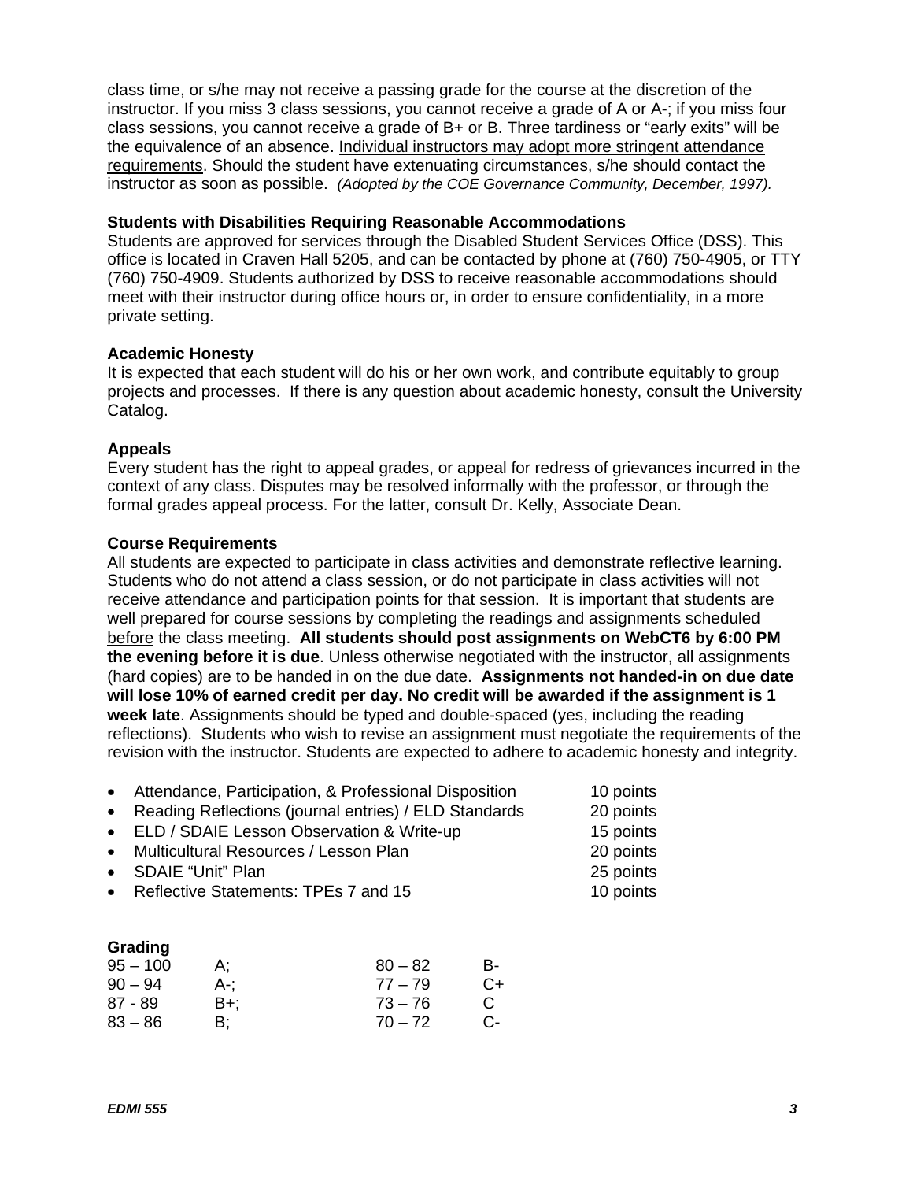class time, or s/he may not receive a passing grade for the course at the discretion of the instructor. If you miss 3 class sessions, you cannot receive a grade of A or A-; if you miss four class sessions, you cannot receive a grade of B+ or B. Three tardiness or "early exits" will be the equivalence of an absence. Individual instructors may adopt more stringent attendance requirements. Should the student have extenuating circumstances, s/he should contact the instructor as soon as possible. *(Adopted by the COE Governance Community, December, 1997).*

**Students with Disabilities Requiring Reasonable Accommodations**

Students are approved for services through the Disabled Student Services Office (DSS). This office is located in Craven Hall 5205, and can be contacted by phone at (760) 750-4905, or TTY (760) 750-4909. Students authorized by DSS to receive reasonable accommodations should meet with their instructor during office hours or, in order to ensure confidentiality, in a more private setting.

**Academic Honesty**

It is expected that each student will do his or her own work, and contribute equitably to group projects and processes. If there is any question about academic honesty, consult the University Catalog.

**Appeals**

Every student has the right to appeal grades, or appeal for redress of grievances incurred in the context of any class. Disputes may be resolved informally with the professor, or through the formal grades appeal process. For the latter, consult Dr. Kelly, Associate Dean.

**Course Requirements**

All students are expected to participate in class activities and demonstrate reflective learning. Students who do not attend a class session, or do not participate in class activities will not receive attendance and participation points for that session. It is important that students are well prepared for course sessions by completing the readings and assignments scheduled before the class meeting. **All students should post assignments on WebCT6 by 6:00 PM the evening before it is due**. Unless otherwise negotiated with the instructor, all assignments (hard copies) are to be handed in on the due date. **Assignments not handed-in on due date will lose 10% of earned credit per day. No credit will be awarded if the assignment is 1 week late**. Assignments should be typed and double-spaced (yes, including the reading reflections). Students who wish to revise an assignment must negotiate the requirements of the revision with the instructor. Students are expected to adhere to academic honesty and integrity.

- Attendance, Participation, & Professional Disposition — 10 points
- Reading Reflections (journal entries) / ELD Standards — 20 points
- ELD / SDAIE Lesson Observation & Write-up — 15 points
- Multicultural Resources / Lesson Plan — 20 points
- SDAIE "Unit" Plan — 25 points
- Reflective Statements: TPEs 7 and 15 — 10 points

**Grading**

| | | | |
|---|---|---|---|
| 95 – 100 | A; | 80 – 82 | B- |
| 90 – 94 | A-; | 77 – 79 | C+ |
| 87 - 89 | B+; | 73 – 76 | C |
| 83 – 86 | B; | 70 – 72 | C- |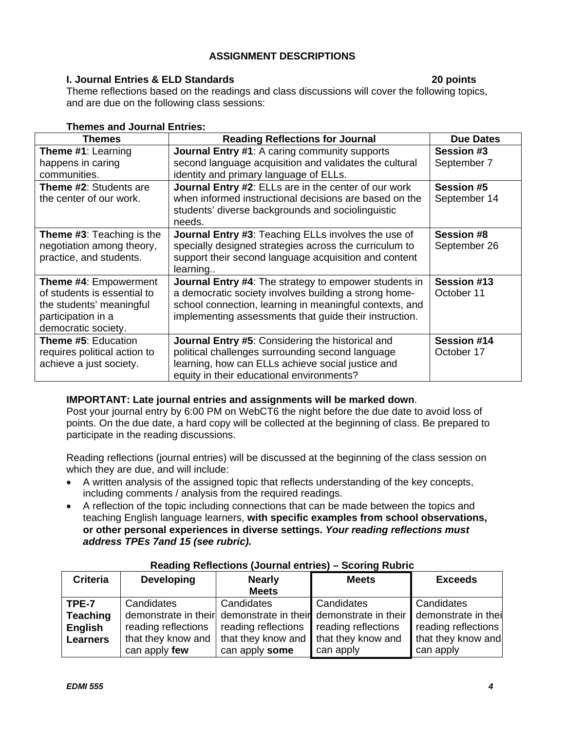## ASSIGNMENT DESCRIPTIONS

### I. Journal Entries & ELD Standards — 20 points

Theme reflections based on the readings and class discussions will cover the following topics, and are due on the following class sessions:

**Themes and Journal Entries:**

| Themes | Reading Reflections for Journal | Due Dates |
|---|---|---|
| **Theme #1**: Learning happens in caring communities. | **Journal Entry #1**: A caring community supports second language acquisition and validates the cultural identity and primary language of ELLs. | **Session #3** September 7 |
| **Theme #2**: Students are the center of our work. | **Journal Entry #2**: ELLs are in the center of our work when informed instructional decisions are based on the students' diverse backgrounds and sociolinguistic needs. | **Session #5** September 14 |
| **Theme #3**: Teaching is the negotiation among theory, practice, and students. | **Journal Entry #3**: Teaching ELLs involves the use of specially designed strategies across the curriculum to support their second language acquisition and content learning.. | **Session #8** September 26 |
| **Theme #4**: Empowerment of students is essential to the students' meaningful participation in a democratic society. | **Journal Entry #4**: The strategy to empower students in a democratic society involves building a strong home-school connection, learning in meaningful contexts, and implementing assessments that guide their instruction. | **Session #13** October 11 |
| **Theme #5**: Education requires political action to achieve a just society. | **Journal Entry #5**: Considering the historical and political challenges surrounding second language learning, how can ELLs achieve social justice and equity in their educational environments? | **Session #14** October 17 |

**IMPORTANT: Late journal entries and assignments will be marked down**.
Post your journal entry by 6:00 PM on WebCT6 the night before the due date to avoid loss of points. On the due date, a hard copy will be collected at the beginning of class. Be prepared to participate in the reading discussions.

Reading reflections (journal entries) will be discussed at the beginning of the class session on which they are due, and will include:

- A written analysis of the assigned topic that reflects understanding of the key concepts, including comments / analysis from the required readings.
- A reflection of the topic including connections that can be made between the topics and teaching English language learners, **with specific examples from school observations, or other personal experiences in diverse settings. *Your reading reflections must address TPEs 7and 15 (see rubric).***

**Reading Reflections (Journal entries) – Scoring Rubric**

| Criteria | Developing | Nearly Meets | Meets | Exceeds |
|---|---|---|---|---|
| **TPE-7 Teaching English Learners** | Candidates demonstrate in their reading reflections that they know and can apply **few** | Candidates demonstrate in their reading reflections that they know and can apply **some** | Candidates demonstrate in their reading reflections that they know and can apply | Candidates demonstrate in thei reading reflections that they know and can apply |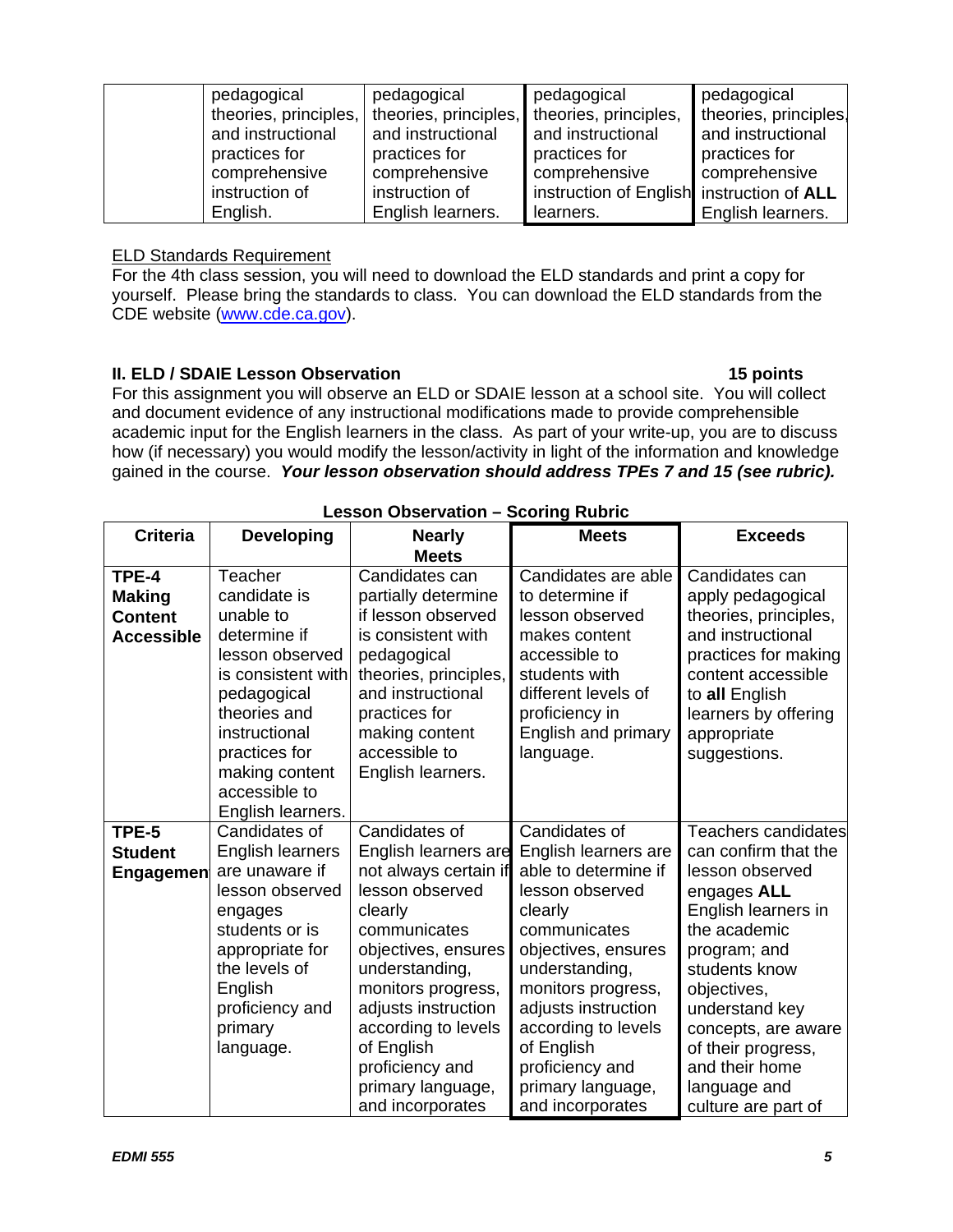|  | pedagogical theories, principles, and instructional practices for comprehensive instruction of English. | pedagogical theories, principles, and instructional practices for comprehensive instruction of English learners. | pedagogical theories, principles, and instructional practices for comprehensive instruction of English learners. | pedagogical theories, principles, and instructional practices for comprehensive instruction of **ALL** English learners. |
|---|---|---|---|---|

<u>ELD Standards Requirement</u>

For the 4th class session, you will need to download the ELD standards and print a copy for yourself. Please bring the standards to class. You can download the ELD standards from the CDE website (www.cde.ca.gov).

**II. ELD / SDAIE Lesson Observation** **15 points**

For this assignment you will observe an ELD or SDAIE lesson at a school site. You will collect and document evidence of any instructional modifications made to provide comprehensible academic input for the English learners in the class. As part of your write-up, you are to discuss how (if necessary) you would modify the lesson/activity in light of the information and knowledge gained in the course. ***Your lesson observation should address TPEs 7 and 15 (see rubric).***

**Lesson Observation – Scoring Rubric**

| Criteria | Developing | Nearly Meets | Meets | Exceeds |
|---|---|---|---|---|
| **TPE-4 Making Content Accessible** | Teacher candidate is unable to determine if lesson observed is consistent with pedagogical theories and instructional practices for making content accessible to English learners. | Candidates can partially determine if lesson observed is consistent with pedagogical theories, principles, and instructional practices for making content accessible to English learners. | Candidates are able to determine if lesson observed makes content accessible to students with different levels of proficiency in English and primary language. | Candidates can apply pedagogical theories, principles, and instructional practices for making content accessible to **all** English learners by offering appropriate suggestions. |
| **TPE-5 Student Engagemen** | Candidates of English learners are unaware if lesson observed engages students or is appropriate for the levels of English proficiency and primary language. | Candidates of English learners are not always certain if lesson observed clearly communicates objectives, ensures understanding, monitors progress, adjusts instruction according to levels of English proficiency and primary language, and incorporates | Candidates of English learners are able to determine if lesson observed clearly communicates objectives, ensures understanding, monitors progress, adjusts instruction according to levels of English proficiency and primary language, and incorporates | Teachers candidates can confirm that the lesson observed engages **ALL** English learners in the academic program; and students know objectives, understand key concepts, are aware of their progress, and their home language and culture are part of |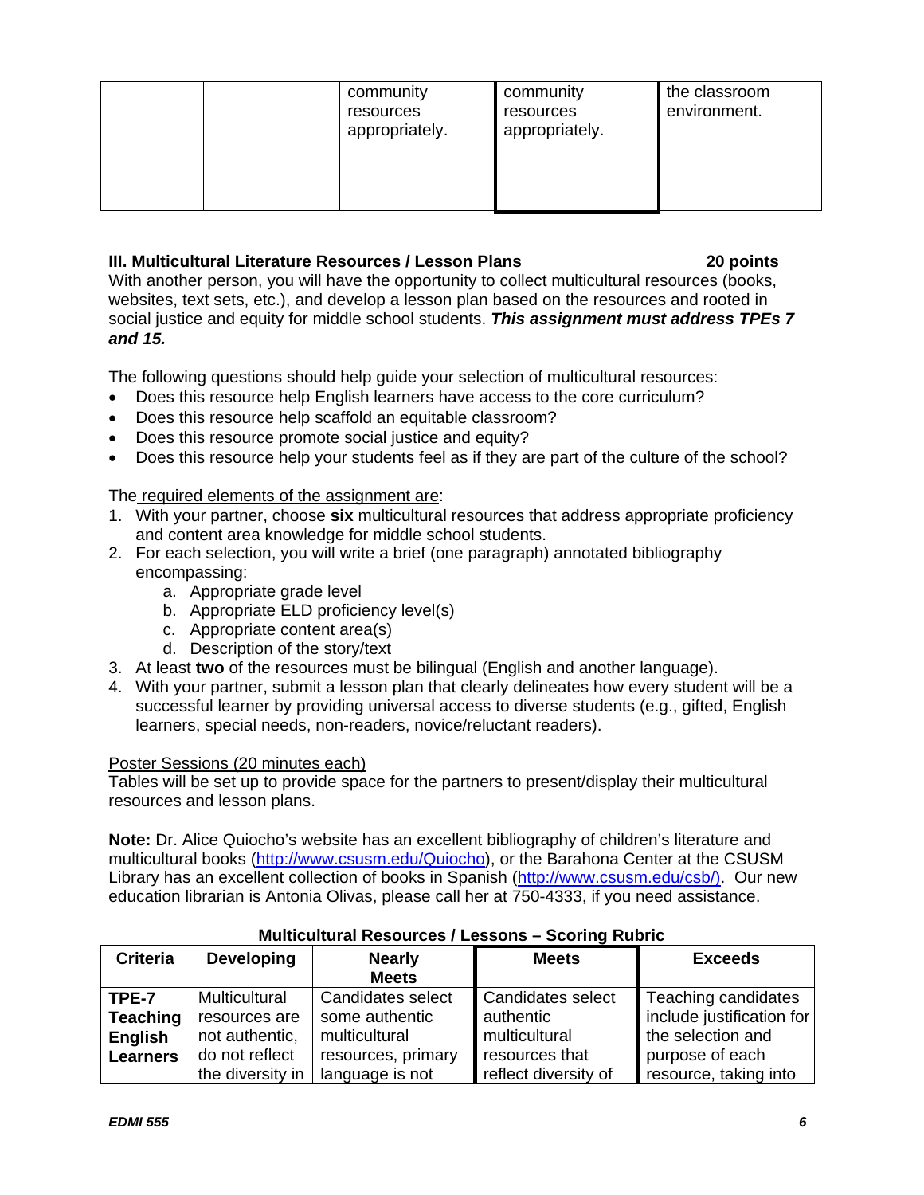| | | community resources appropriately. | community resources appropriately. | the classroom environment. |
|---|---|---|---|---|

**III. Multicultural Literature Resources / Lesson Plans** **20 points**

With another person, you will have the opportunity to collect multicultural resources (books, websites, text sets, etc.), and develop a lesson plan based on the resources and rooted in social justice and equity for middle school students. ***This assignment must address TPEs 7 and 15.***

The following questions should help guide your selection of multicultural resources:

- Does this resource help English learners have access to the core curriculum?
- Does this resource help scaffold an equitable classroom?
- Does this resource promote social justice and equity?
- Does this resource help your students feel as if they are part of the culture of the school?

The required elements of the assignment are:

1. With your partner, choose **six** multicultural resources that address appropriate proficiency and content area knowledge for middle school students.
2. For each selection, you will write a brief (one paragraph) annotated bibliography encompassing:
   a. Appropriate grade level
   b. Appropriate ELD proficiency level(s)
   c. Appropriate content area(s)
   d. Description of the story/text
3. At least **two** of the resources must be bilingual (English and another language).
4. With your partner, submit a lesson plan that clearly delineates how every student will be a successful learner by providing universal access to diverse students (e.g., gifted, English learners, special needs, non-readers, novice/reluctant readers).

Poster Sessions (20 minutes each)

Tables will be set up to provide space for the partners to present/display their multicultural resources and lesson plans.

**Note:** Dr. Alice Quiocho's website has an excellent bibliography of children's literature and multicultural books (http://www.csusm.edu/Quiocho), or the Barahona Center at the CSUSM Library has an excellent collection of books in Spanish (http://www.csusm.edu/csb/). Our new education librarian is Antonia Olivas, please call her at 750-4333, if you need assistance.

**Multicultural Resources / Lessons – Scoring Rubric**

| Criteria | Developing | Nearly Meets | Meets | Exceeds |
|---|---|---|---|---|
| **TPE-7 Teaching English Learners** | Multicultural resources are not authentic, do not reflect the diversity in | Candidates select some authentic multicultural resources, primary language is not | Candidates select authentic multicultural resources that reflect diversity of | Teaching candidates include justification for the selection and purpose of each resource, taking into |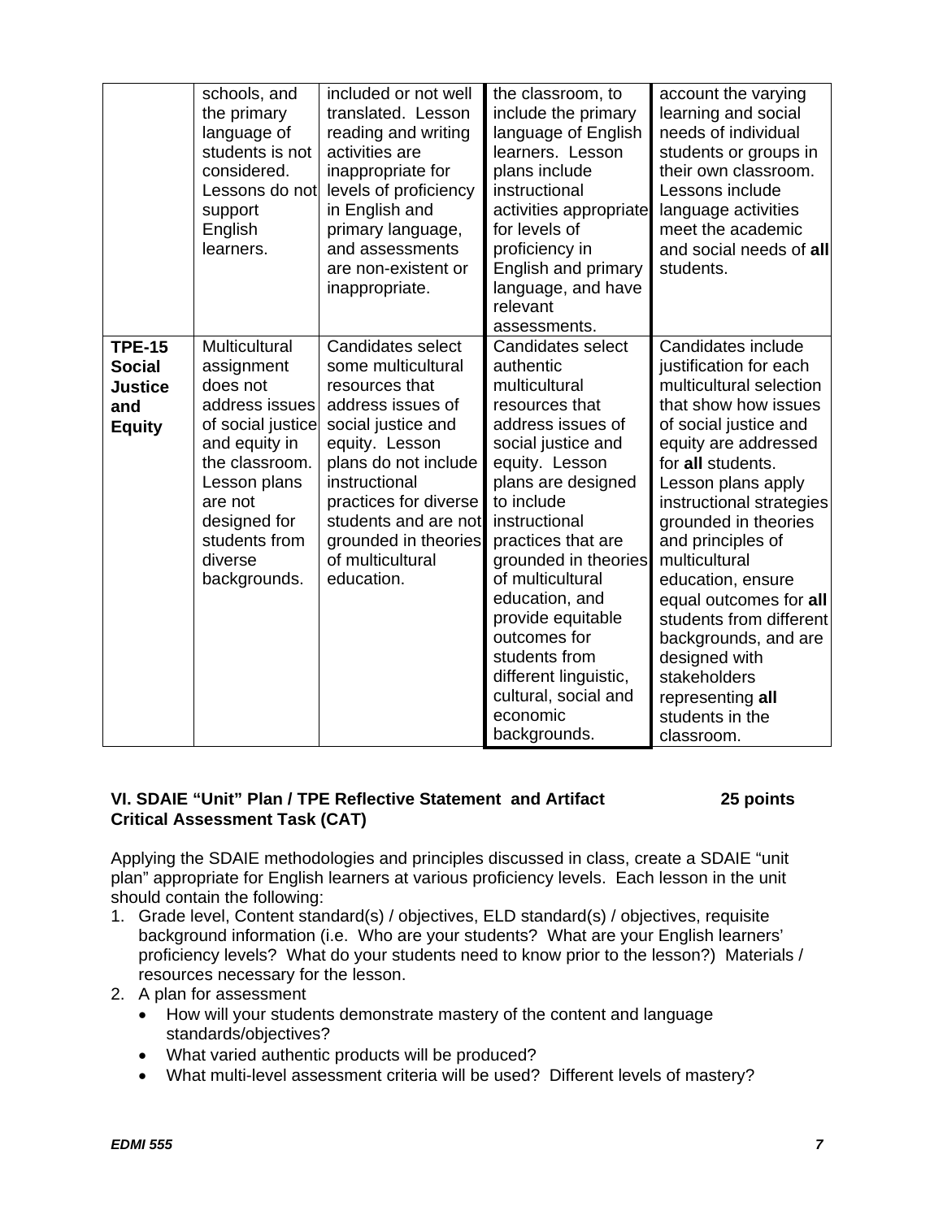| | | | | |
|---|---|---|---|---|
| | schools, and the primary language of students is not considered. Lessons do not support English learners. | included or not well translated. Lesson reading and writing activities are inappropriate for levels of proficiency in English and primary language, and assessments are non-existent or inappropriate. | the classroom, to include the primary language of English learners. Lesson plans include instructional activities appropriate for levels of proficiency in English and primary language, and have relevant assessments. | account the varying learning and social needs of individual students or groups in their own classroom. Lessons include language activities meet the academic and social needs of **all** students. |
| **TPE-15 Social Justice and Equity** | Multicultural assignment does not address issues of social justice and equity in the classroom. Lesson plans are not designed for students from diverse backgrounds. | Candidates select some multicultural resources that address issues of social justice and equity. Lesson plans do not include instructional practices for diverse students and are not grounded in theories of multicultural education. | Candidates select authentic multicultural resources that address issues of social justice and equity. Lesson plans are designed to include instructional practices that are grounded in theories of multicultural education, and provide equitable outcomes for students from different linguistic, cultural, social and economic backgrounds. | Candidates include justification for each multicultural selection that show how issues of social justice and equity are addressed for **all** students. Lesson plans apply instructional strategies grounded in theories and principles of multicultural education, ensure equal outcomes for **all** students from different backgrounds, and are designed with stakeholders representing **all** students in the classroom. |

**VI. SDAIE "Unit" Plan / TPE Reflective Statement and Artifact Critical Assessment Task (CAT)** **25 points**

Applying the SDAIE methodologies and principles discussed in class, create a SDAIE "unit plan" appropriate for English learners at various proficiency levels. Each lesson in the unit should contain the following:

1. Grade level, Content standard(s) / objectives, ELD standard(s) / objectives, requisite background information (i.e. Who are your students? What are your English learners' proficiency levels? What do your students need to know prior to the lesson?) Materials / resources necessary for the lesson.
2. A plan for assessment
   - How will your students demonstrate mastery of the content and language standards/objectives?
   - What varied authentic products will be produced?
   - What multi-level assessment criteria will be used? Different levels of mastery?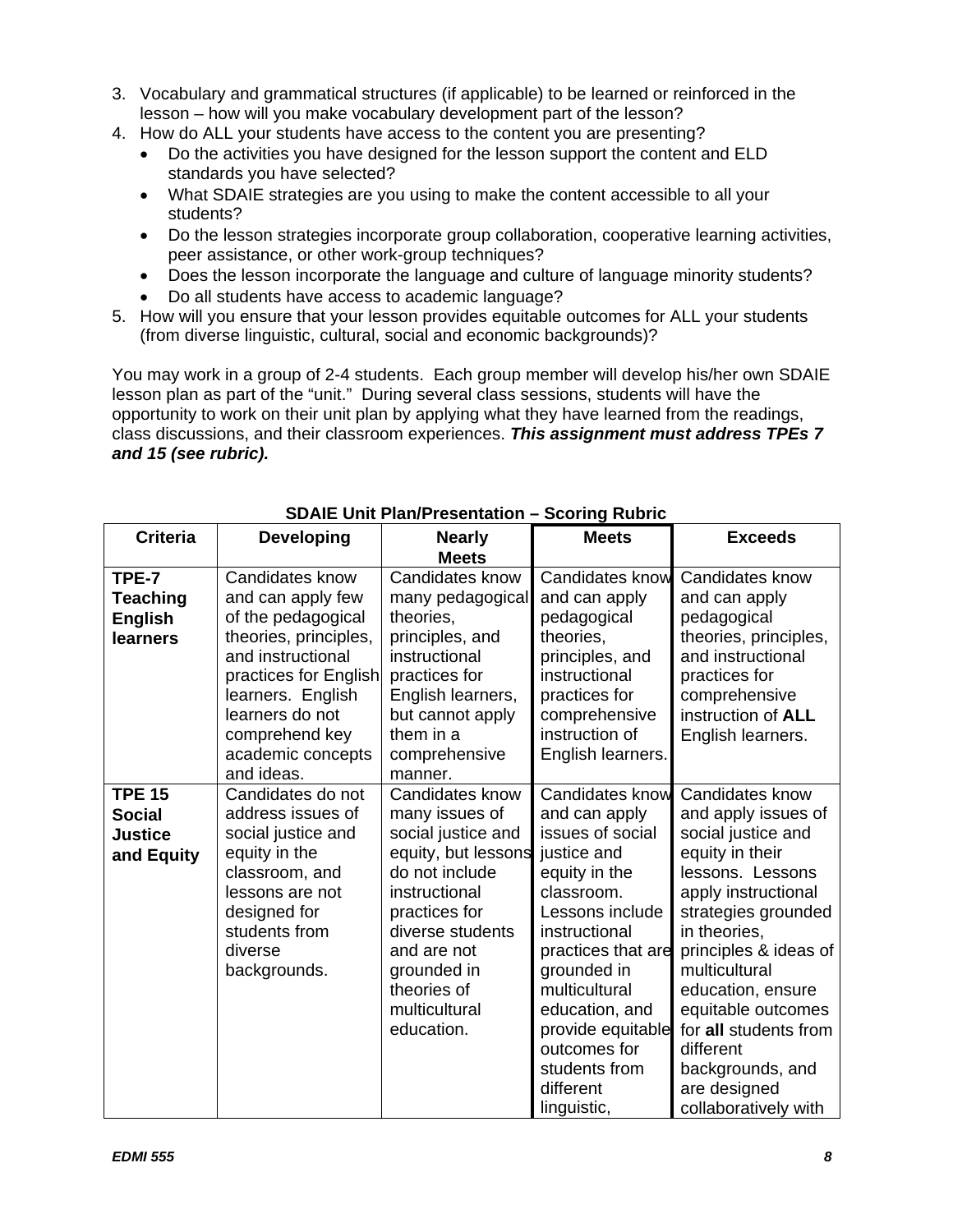3. Vocabulary and grammatical structures (if applicable) to be learned or reinforced in the lesson – how will you make vocabulary development part of the lesson?
4. How do ALL your students have access to the content you are presenting?
   - Do the activities you have designed for the lesson support the content and ELD standards you have selected?
   - What SDAIE strategies are you using to make the content accessible to all your students?
   - Do the lesson strategies incorporate group collaboration, cooperative learning activities, peer assistance, or other work-group techniques?
   - Does the lesson incorporate the language and culture of language minority students?
   - Do all students have access to academic language?
5. How will you ensure that your lesson provides equitable outcomes for ALL your students (from diverse linguistic, cultural, social and economic backgrounds)?

You may work in a group of 2-4 students. Each group member will develop his/her own SDAIE lesson plan as part of the "unit." During several class sessions, students will have the opportunity to work on their unit plan by applying what they have learned from the readings, class discussions, and their classroom experiences. ***This assignment must address TPEs 7 and 15 (see rubric).***

**SDAIE Unit Plan/Presentation – Scoring Rubric**

| Criteria | Developing | Nearly Meets | Meets | Exceeds |
|---|---|---|---|---|
| **TPE-7 Teaching English learners** | Candidates know and can apply few of the pedagogical theories, principles, and instructional practices for English learners. English learners do not comprehend key academic concepts and ideas. | Candidates know many pedagogical theories, principles, and instructional practices for English learners, but cannot apply them in a comprehensive manner. | Candidates know and can apply pedagogical theories, principles, and instructional practices for comprehensive instruction of English learners. | Candidates know and can apply pedagogical theories, principles, and instructional practices for comprehensive instruction of **ALL** English learners. |
| **TPE 15 Social Justice and Equity** | Candidates do not address issues of social justice and equity in the classroom, and lessons are not designed for students from diverse backgrounds. | Candidates know many issues of social justice and equity, but lessons do not include instructional practices for diverse students and are not grounded in theories of multicultural education. | Candidates know and can apply issues of social justice and equity in the classroom. Lessons include instructional practices that are grounded in multicultural education, and provide equitable outcomes for students from different linguistic, | Candidates know and apply issues of social justice and equity in their lessons. Lessons apply instructional strategies grounded in theories, principles & ideas of multicultural education, ensure equitable outcomes for **all** students from different backgrounds, and are designed collaboratively with |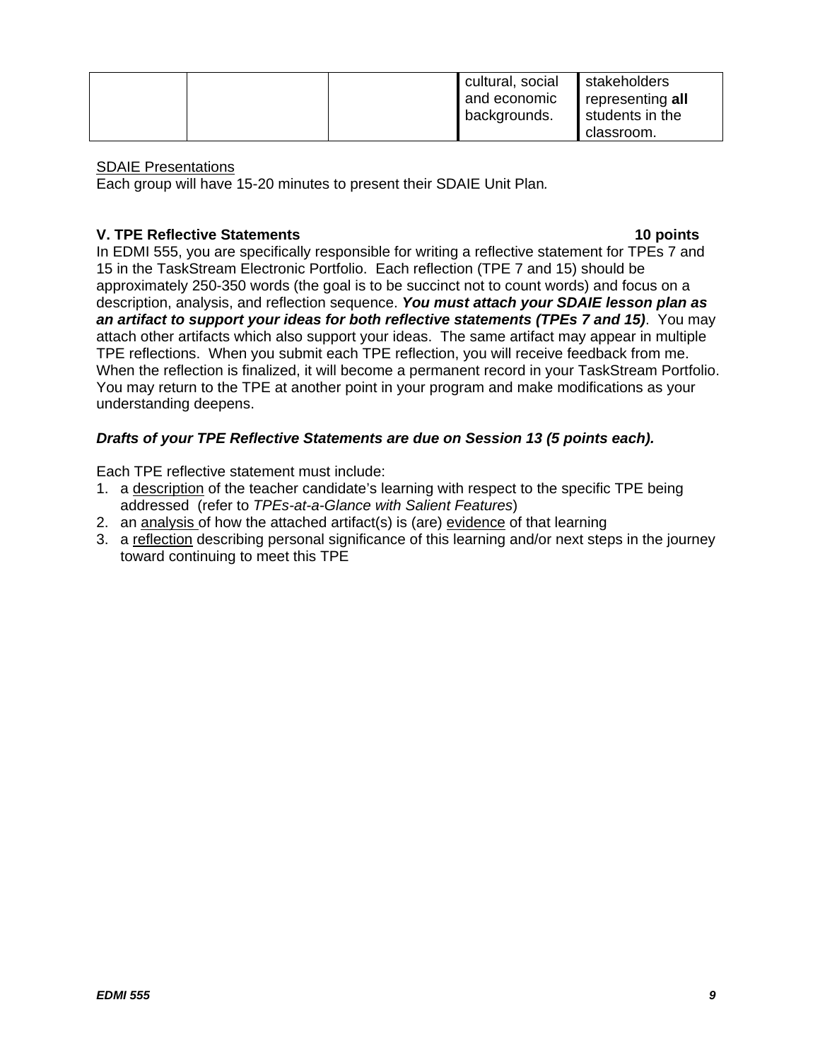| | | | cultural, social and economic backgrounds. | stakeholders representing **all** students in the classroom. |
|---|---|---|---|---|

SDAIE Presentations
Each group will have 15-20 minutes to present their SDAIE Unit Plan*.*

**V. TPE Reflective Statements 10 points**

In EDMI 555, you are specifically responsible for writing a reflective statement for TPEs 7 and 15 in the TaskStream Electronic Portfolio. Each reflection (TPE 7 and 15) should be approximately 250-350 words (the goal is to be succinct not to count words) and focus on a description, analysis, and reflection sequence. ***You must attach your SDAIE lesson plan as an artifact to support your ideas for both reflective statements (TPEs 7 and 15)***. You may attach other artifacts which also support your ideas. The same artifact may appear in multiple TPE reflections. When you submit each TPE reflection, you will receive feedback from me. When the reflection is finalized, it will become a permanent record in your TaskStream Portfolio. You may return to the TPE at another point in your program and make modifications as your understanding deepens.

***Drafts of your TPE Reflective Statements are due on Session 13 (5 points each).***

Each TPE reflective statement must include:

1. a description of the teacher candidate's learning with respect to the specific TPE being addressed (refer to *TPEs-at-a-Glance with Salient Features*)
2. an analysis of how the attached artifact(s) is (are) evidence of that learning
3. a reflection describing personal significance of this learning and/or next steps in the journey toward continuing to meet this TPE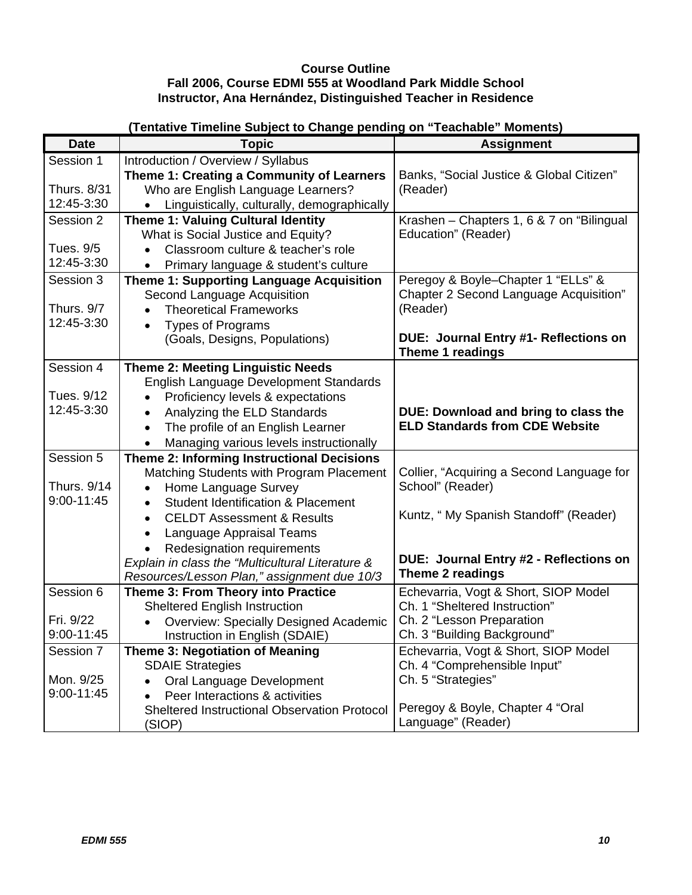**Course Outline**
**Fall 2006, Course EDMI 555 at Woodland Park Middle School**
**Instructor, Ana Hernández, Distinguished Teacher in Residence**

**(Tentative Timeline Subject to Change pending on "Teachable" Moments)**

| Date | Topic | Assignment |
|---|---|---|
| Session 1<br><br>Thurs. 8/31<br>12:45-3:30 | Introduction / Overview / Syllabus<br>**Theme 1: Creating a Community of Learners**<br>Who are English Language Learners?<br>• Linguistically, culturally, demographically | Banks, "Social Justice & Global Citizen" (Reader) |
| Session 2<br><br>Tues. 9/5<br>12:45-3:30 | **Theme 1: Valuing Cultural Identity**<br>What is Social Justice and Equity?<br>• Classroom culture & teacher's role<br>• Primary language & student's culture | Krashen – Chapters 1, 6 & 7 on "Bilingual Education" (Reader) |
| Session 3<br><br>Thurs. 9/7<br>12:45-3:30 | **Theme 1: Supporting Language Acquisition**<br>Second Language Acquisition<br>• Theoretical Frameworks<br>• Types of Programs (Goals, Designs, Populations) | Peregoy & Boyle–Chapter 1 "ELLs" & Chapter 2 Second Language Acquisition" (Reader)<br><br>**DUE: Journal Entry #1- Reflections on Theme 1 readings** |
| Session 4<br><br>Tues. 9/12<br>12:45-3:30 | **Theme 2: Meeting Linguistic Needs**<br>English Language Development Standards<br>• Proficiency levels & expectations<br>• Analyzing the ELD Standards<br>• The profile of an English Learner<br>• Managing various levels instructionally | **DUE: Download and bring to class the ELD Standards from CDE Website** |
| Session 5<br><br>Thurs. 9/14<br>9:00-11:45 | **Theme 2: Informing Instructional Decisions**<br>Matching Students with Program Placement<br>• Home Language Survey<br>• Student Identification & Placement<br>• CELDT Assessment & Results<br>• Language Appraisal Teams<br>• Redesignation requirements<br>*Explain in class the "Multicultural Literature & Resources/Lesson Plan," assignment due 10/3* | Collier, "Acquiring a Second Language for School" (Reader)<br><br>Kuntz, " My Spanish Standoff" (Reader)<br><br>**DUE: Journal Entry #2 - Reflections on Theme 2 readings** |
| Session 6<br><br>Fri. 9/22<br>9:00-11:45 | **Theme 3: From Theory into Practice**<br>Sheltered English Instruction<br>• Overview: Specially Designed Academic Instruction in English (SDAIE) | Echevarria, Vogt & Short, SIOP Model<br>Ch. 1 "Sheltered Instruction"<br>Ch. 2 "Lesson Preparation<br>Ch. 3 "Building Background" |
| Session 7<br><br>Mon. 9/25<br>9:00-11:45 | **Theme 3: Negotiation of Meaning**<br>SDAIE Strategies<br>• Oral Language Development<br>• Peer Interactions & activities<br>Sheltered Instructional Observation Protocol (SIOP) | Echevarria, Vogt & Short, SIOP Model<br>Ch. 4 "Comprehensible Input"<br>Ch. 5 "Strategies"<br><br>Peregoy & Boyle, Chapter 4 "Oral Language" (Reader) |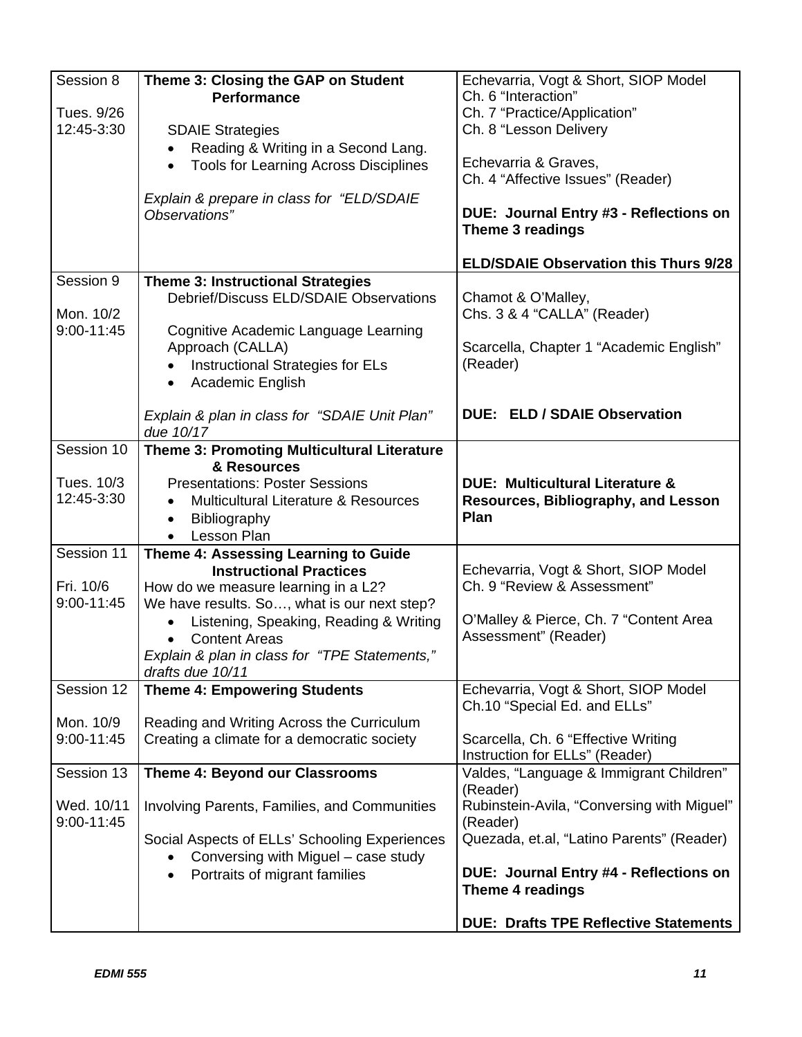| Session 8<br><br>Tues. 9/26<br>12:45-3:30 | **Theme 3: Closing the GAP on Student Performance**<br><br>SDAIE Strategies<br>• Reading & Writing in a Second Lang.<br>• Tools for Learning Across Disciplines<br><br>*Explain & prepare in class for "ELD/SDAIE Observations"* | Echevarria, Vogt & Short, SIOP Model<br>Ch. 6 "Interaction"<br>Ch. 7 "Practice/Application"<br>Ch. 8 "Lesson Delivery<br><br>Echevarria & Graves,<br>Ch. 4 "Affective Issues" (Reader)<br><br>**DUE: Journal Entry #3 - Reflections on Theme 3 readings**<br><br>**ELD/SDAIE Observation this Thurs 9/28** |
|---|---|---|
| Session 9<br><br>Mon. 10/2<br>9:00-11:45 | **Theme 3: Instructional Strategies**<br>Debrief/Discuss ELD/SDAIE Observations<br><br>Cognitive Academic Language Learning Approach (CALLA)<br>• Instructional Strategies for ELs<br>• Academic English<br><br>*Explain & plan in class for "SDAIE Unit Plan" due 10/17* | Chamot & O'Malley,<br>Chs. 3 & 4 "CALLA" (Reader)<br><br>Scarcella, Chapter 1 "Academic English" (Reader)<br><br>**DUE: ELD / SDAIE Observation** |
| Session 10<br><br>Tues. 10/3<br>12:45-3:30 | **Theme 3: Promoting Multicultural Literature & Resources**<br>Presentations: Poster Sessions<br>• Multicultural Literature & Resources<br>• Bibliography<br>• Lesson Plan | **DUE: Multicultural Literature & Resources, Bibliography, and Lesson Plan** |
| Session 11<br><br>Fri. 10/6<br>9:00-11:45 | **Theme 4: Assessing Learning to Guide Instructional Practices**<br>How do we measure learning in a L2?<br>We have results. So…, what is our next step?<br>• Listening, Speaking, Reading & Writing<br>• Content Areas<br>*Explain & plan in class for "TPE Statements," drafts due 10/11* | Echevarria, Vogt & Short, SIOP Model<br>Ch. 9 "Review & Assessment"<br><br>O'Malley & Pierce, Ch. 7 "Content Area Assessment" (Reader) |
| Session 12<br><br>Mon. 10/9<br>9:00-11:45 | **Theme 4: Empowering Students**<br><br>Reading and Writing Across the Curriculum<br>Creating a climate for a democratic society | Echevarria, Vogt & Short, SIOP Model<br>Ch.10 "Special Ed. and ELLs"<br><br>Scarcella, Ch. 6 "Effective Writing Instruction for ELLs" (Reader) |
| Session 13<br><br>Wed. 10/11<br>9:00-11:45 | **Theme 4: Beyond our Classrooms**<br><br>Involving Parents, Families, and Communities<br><br>Social Aspects of ELLs' Schooling Experiences<br>• Conversing with Miguel – case study<br>• Portraits of migrant families | Valdes, "Language & Immigrant Children" (Reader)<br>Rubinstein-Avila, "Conversing with Miguel" (Reader)<br>Quezada, et.al, "Latino Parents" (Reader)<br><br>**DUE: Journal Entry #4 - Reflections on Theme 4 readings**<br><br>**DUE: Drafts TPE Reflective Statements** |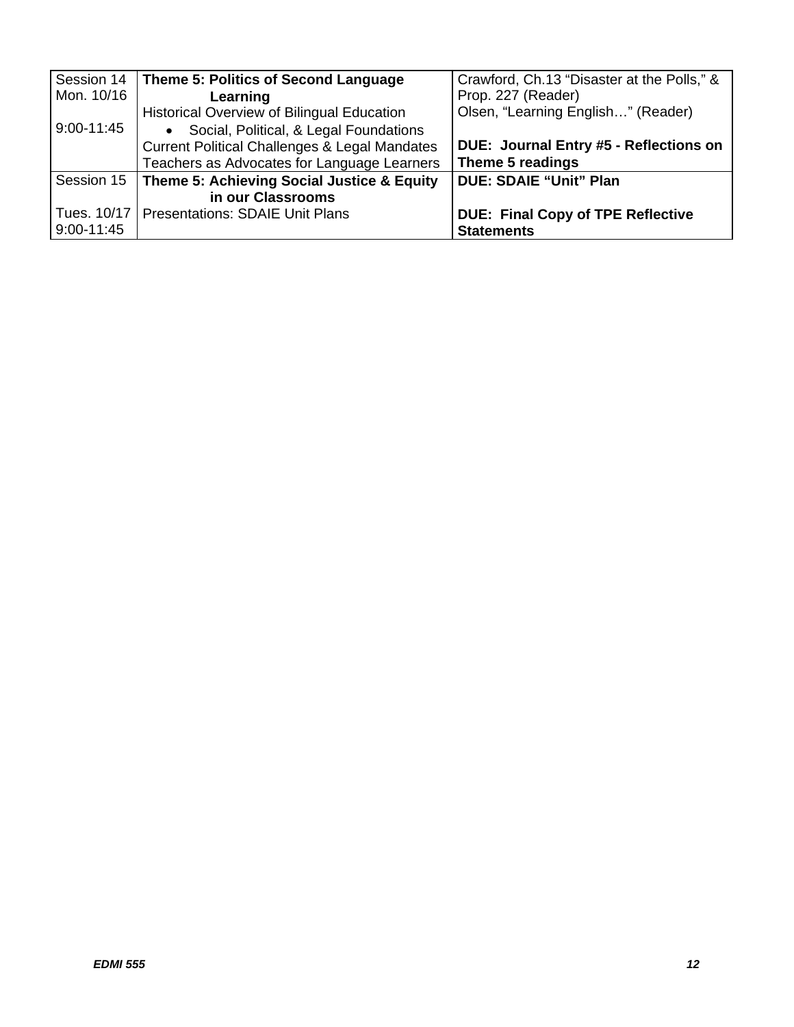| Session 14<br>Mon. 10/16<br><br>9:00-11:45 | **Theme 5: Politics of Second Language Learning**<br>Historical Overview of Bilingual Education<br>• Social, Political, & Legal Foundations<br>Current Political Challenges & Legal Mandates<br>Teachers as Advocates for Language Learners | Crawford, Ch.13 "Disaster at the Polls," & Prop. 227 (Reader)<br>Olsen, "Learning English…" (Reader)<br><br>**DUE: Journal Entry #5 - Reflections on Theme 5 readings** |
|---|---|---|
| Session 15<br><br>Tues. 10/17<br>9:00-11:45 | **Theme 5: Achieving Social Justice & Equity in our Classrooms**<br>Presentations: SDAIE Unit Plans | **DUE: SDAIE "Unit" Plan**<br><br>**DUE: Final Copy of TPE Reflective Statements** |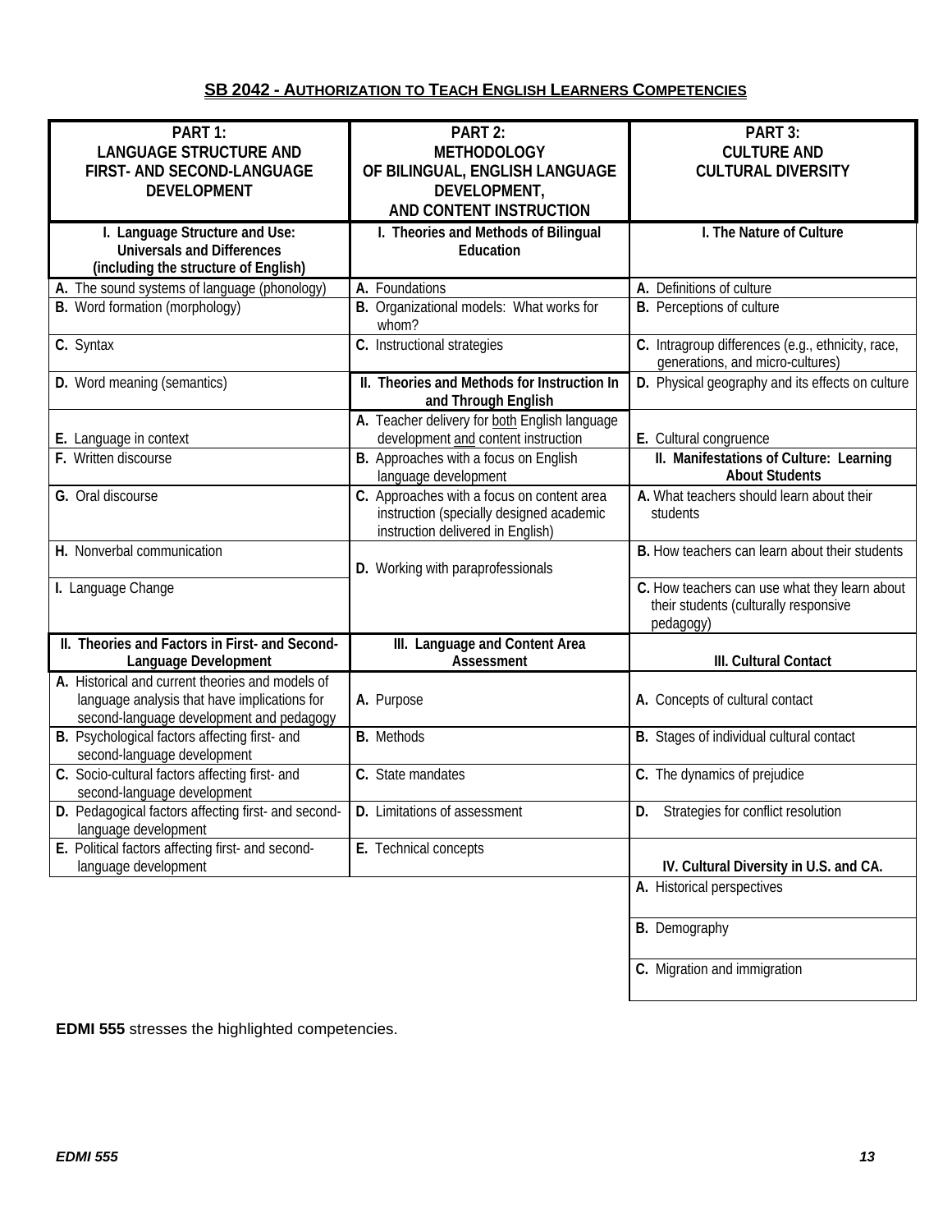## SB 2042 - AUTHORIZATION TO TEACH ENGLISH LEARNERS COMPETENCIES

| PART 1: LANGUAGE STRUCTURE AND FIRST- AND SECOND-LANGUAGE DEVELOPMENT | PART 2: METHODOLOGY OF BILINGUAL, ENGLISH LANGUAGE DEVELOPMENT, AND CONTENT INSTRUCTION | PART 3: CULTURE AND CULTURAL DIVERSITY |
|---|---|---|
| **I. Language Structure and Use: Universals and Differences (including the structure of English)** | **I. Theories and Methods of Bilingual Education** | **I. The Nature of Culture** |
| **A.** The sound systems of language (phonology) | **A.** Foundations | **A.** Definitions of culture |
| **B.** Word formation (morphology) | **B.** Organizational models: What works for whom? | **B.** Perceptions of culture |
| **C.** Syntax | **C.** Instructional strategies | **C.** Intragroup differences (e.g., ethnicity, race, generations, and micro-cultures) |
| **D.** Word meaning (semantics) | **II. Theories and Methods for Instruction In and Through English** | **D.** Physical geography and its effects on culture |
| **E.** Language in context | **A.** Teacher delivery for both English language development and content instruction | **E.** Cultural congruence |
| **F.** Written discourse | **B.** Approaches with a focus on English language development | **II. Manifestations of Culture: Learning About Students** |
| **G.** Oral discourse | **C.** Approaches with a focus on content area instruction (specially designed academic instruction delivered in English) | **A.** What teachers should learn about their students |
| **H.** Nonverbal communication | **D.** Working with paraprofessionals | **B.** How teachers can learn about their students |
| **I.** Language Change | | **C.** How teachers can use what they learn about their students (culturally responsive pedagogy) |
| **II. Theories and Factors in First- and Second-Language Development** | **III. Language and Content Area Assessment** | **III. Cultural Contact** |
| **A.** Historical and current theories and models of language analysis that have implications for second-language development and pedagogy | **A.** Purpose | **A.** Concepts of cultural contact |
| **B.** Psychological factors affecting first- and second-language development | **B.** Methods | **B.** Stages of individual cultural contact |
| **C.** Socio-cultural factors affecting first- and second-language development | **C.** State mandates | **C.** The dynamics of prejudice |
| **D.** Pedagogical factors affecting first- and second-language development | **D.** Limitations of assessment | **D.** Strategies for conflict resolution |
| **E.** Political factors affecting first- and second-language development | **E.** Technical concepts | **IV. Cultural Diversity in U.S. and CA.** |
| | | **A.** Historical perspectives |
| | | **B.** Demography |
| | | **C.** Migration and immigration |

**EDMI 555** stresses the highlighted competencies.